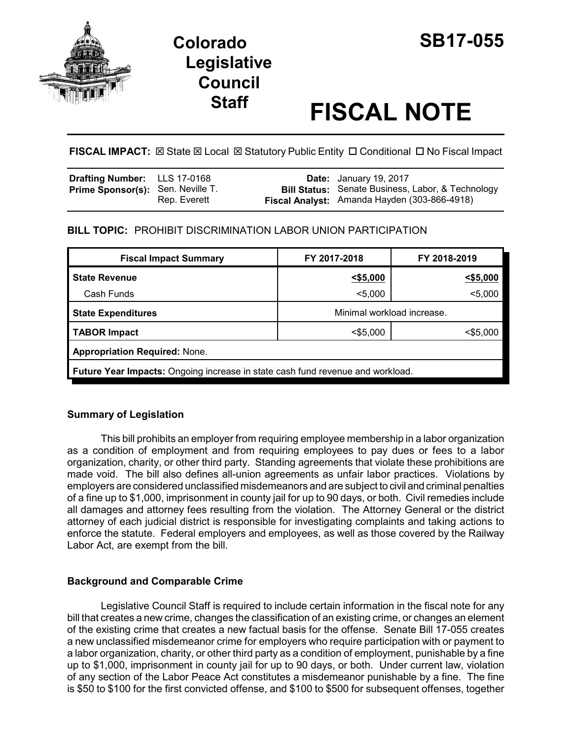# Colorado Legislative Council Staff

# SB17-055

# FISCAL NOTE

**FISCAL IMPACT:** ☒ State ☒ Local ☒ Statutory Public Entity ☐ Conditional ☐ No Fiscal Impact

| | | | |
|---|---|---|---|
| **Drafting Number:** | LLS 17-0168 | **Date:** | January 19, 2017 |
| **Prime Sponsor(s):** | Sen. Neville T. Rep. Everett | **Bill Status:** | Senate Business, Labor, & Technology |
| | | **Fiscal Analyst:** | Amanda Hayden (303-866-4918) |

**BILL TOPIC:** PROHIBIT DISCRIMINATION LABOR UNION PARTICIPATION

| Fiscal Impact Summary | FY 2017-2018 | FY 2018-2019 |
|---|---|---|
| **State Revenue** | **<$5,000** | **<$5,000** |
| Cash Funds | <5,000 | <5,000 |
| **State Expenditures** | Minimal workload increase. | |
| **TABOR Impact** | <$5,000 | <$5,000 |
| **Appropriation Required:** None. | | |
| **Future Year Impacts:** Ongoing increase in state cash fund revenue and workload. | | |

### Summary of Legislation

This bill prohibits an employer from requiring employee membership in a labor organization as a condition of employment and from requiring employees to pay dues or fees to a labor organization, charity, or other third party. Standing agreements that violate these prohibitions are made void. The bill also defines all-union agreements as unfair labor practices. Violations by employers are considered unclassified misdemeanors and are subject to civil and criminal penalties of a fine up to $1,000, imprisonment in county jail for up to 90 days, or both. Civil remedies include all damages and attorney fees resulting from the violation. The Attorney General or the district attorney of each judicial district is responsible for investigating complaints and taking actions to enforce the statute. Federal employers and employees, as well as those covered by the Railway Labor Act, are exempt from the bill.

### Background and Comparable Crime

Legislative Council Staff is required to include certain information in the fiscal note for any bill that creates a new crime, changes the classification of an existing crime, or changes an element of the existing crime that creates a new factual basis for the offense. Senate Bill 17-055 creates a new unclassified misdemeanor crime for employers who require participation with or payment to a labor organization, charity, or other third party as a condition of employment, punishable by a fine up to $1,000, imprisonment in county jail for up to 90 days, or both. Under current law, violation of any section of the Labor Peace Act constitutes a misdemeanor punishable by a fine. The fine is $50 to $100 for the first convicted offense, and $100 to $500 for subsequent offenses, together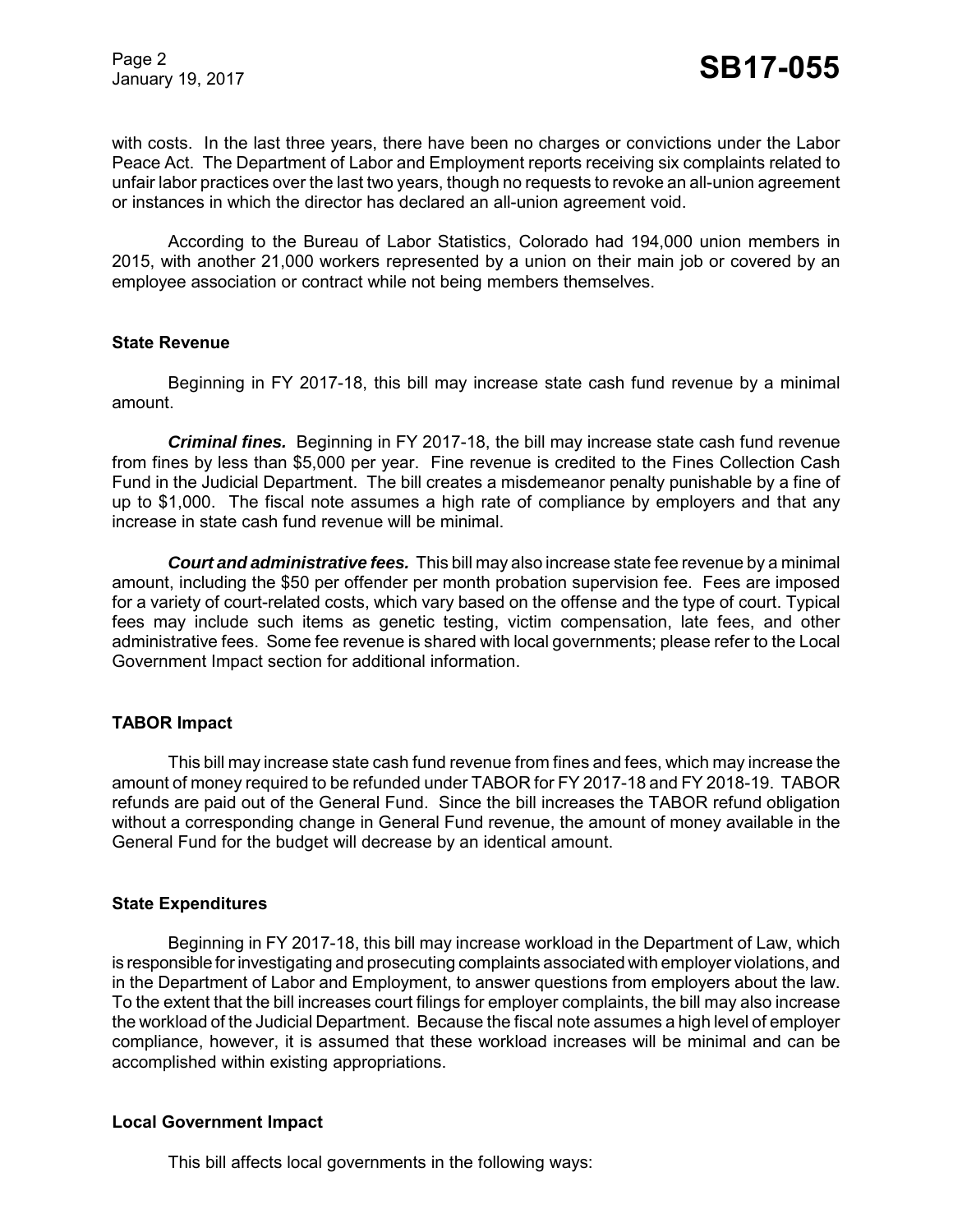with costs. In the last three years, there have been no charges or convictions under the Labor Peace Act. The Department of Labor and Employment reports receiving six complaints related to unfair labor practices over the last two years, though no requests to revoke an all-union agreement or instances in which the director has declared an all-union agreement void.

According to the Bureau of Labor Statistics, Colorado had 194,000 union members in 2015, with another 21,000 workers represented by a union on their main job or covered by an employee association or contract while not being members themselves.

## State Revenue

Beginning in FY 2017-18, this bill may increase state cash fund revenue by a minimal amount.

***Criminal fines.*** Beginning in FY 2017-18, the bill may increase state cash fund revenue from fines by less than $5,000 per year. Fine revenue is credited to the Fines Collection Cash Fund in the Judicial Department. The bill creates a misdemeanor penalty punishable by a fine of up to $1,000. The fiscal note assumes a high rate of compliance by employers and that any increase in state cash fund revenue will be minimal.

***Court and administrative fees.*** This bill may also increase state fee revenue by a minimal amount, including the $50 per offender per month probation supervision fee. Fees are imposed for a variety of court-related costs, which vary based on the offense and the type of court. Typical fees may include such items as genetic testing, victim compensation, late fees, and other administrative fees. Some fee revenue is shared with local governments; please refer to the Local Government Impact section for additional information.

## TABOR Impact

This bill may increase state cash fund revenue from fines and fees, which may increase the amount of money required to be refunded under TABOR for FY 2017-18 and FY 2018-19. TABOR refunds are paid out of the General Fund. Since the bill increases the TABOR refund obligation without a corresponding change in General Fund revenue, the amount of money available in the General Fund for the budget will decrease by an identical amount.

## State Expenditures

Beginning in FY 2017-18, this bill may increase workload in the Department of Law, which is responsible for investigating and prosecuting complaints associated with employer violations, and in the Department of Labor and Employment, to answer questions from employers about the law. To the extent that the bill increases court filings for employer complaints, the bill may also increase the workload of the Judicial Department. Because the fiscal note assumes a high level of employer compliance, however, it is assumed that these workload increases will be minimal and can be accomplished within existing appropriations.

## Local Government Impact

This bill affects local governments in the following ways: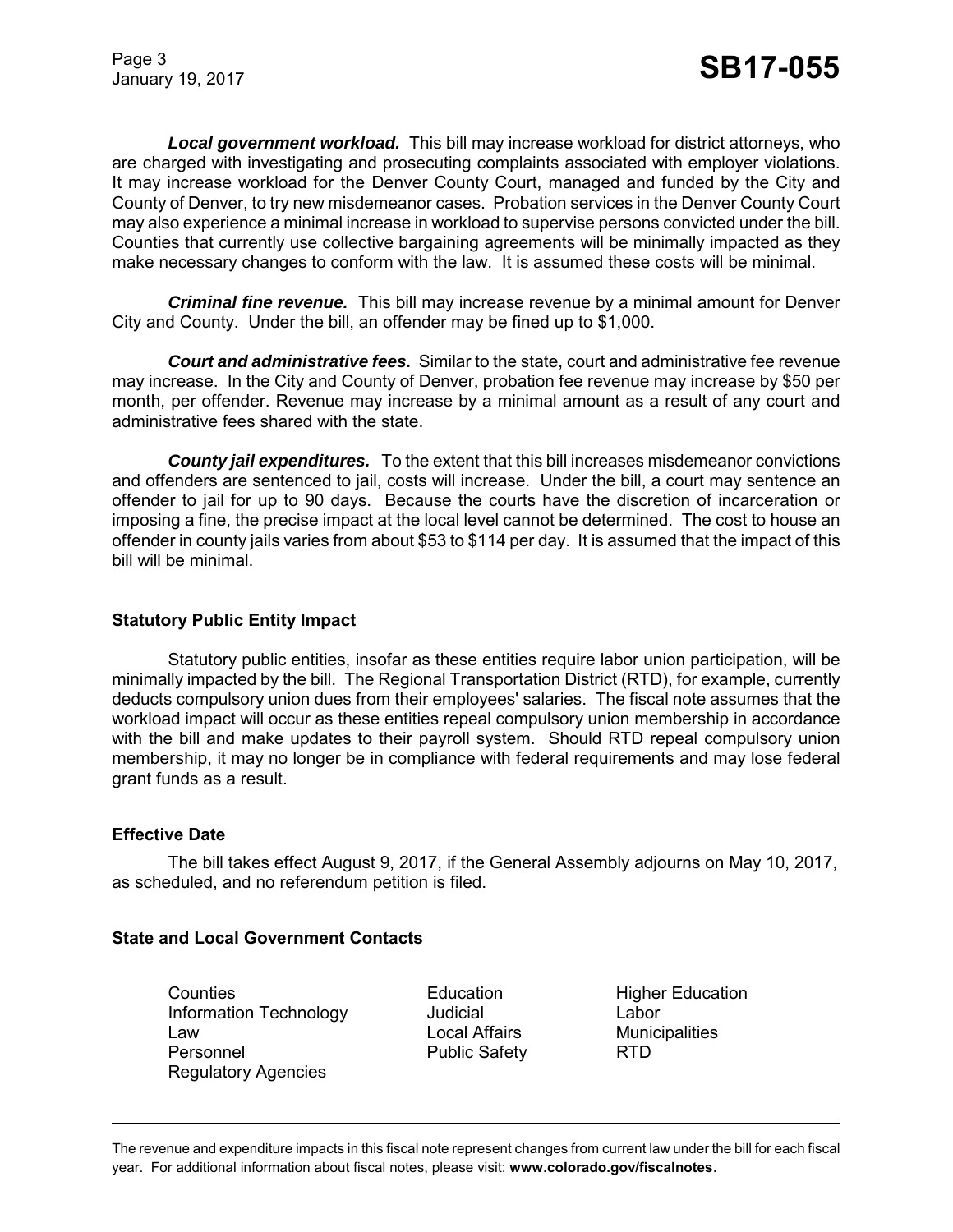***Local government workload.*** This bill may increase workload for district attorneys, who are charged with investigating and prosecuting complaints associated with employer violations. It may increase workload for the Denver County Court, managed and funded by the City and County of Denver, to try new misdemeanor cases. Probation services in the Denver County Court may also experience a minimal increase in workload to supervise persons convicted under the bill. Counties that currently use collective bargaining agreements will be minimally impacted as they make necessary changes to conform with the law. It is assumed these costs will be minimal.

***Criminal fine revenue.*** This bill may increase revenue by a minimal amount for Denver City and County. Under the bill, an offender may be fined up to $1,000.

***Court and administrative fees.*** Similar to the state, court and administrative fee revenue may increase. In the City and County of Denver, probation fee revenue may increase by $50 per month, per offender. Revenue may increase by a minimal amount as a result of any court and administrative fees shared with the state.

***County jail expenditures.*** To the extent that this bill increases misdemeanor convictions and offenders are sentenced to jail, costs will increase. Under the bill, a court may sentence an offender to jail for up to 90 days. Because the courts have the discretion of incarceration or imposing a fine, the precise impact at the local level cannot be determined. The cost to house an offender in county jails varies from about $53 to $114 per day. It is assumed that the impact of this bill will be minimal.

## Statutory Public Entity Impact

Statutory public entities, insofar as these entities require labor union participation, will be minimally impacted by the bill. The Regional Transportation District (RTD), for example, currently deducts compulsory union dues from their employees' salaries. The fiscal note assumes that the workload impact will occur as these entities repeal compulsory union membership in accordance with the bill and make updates to their payroll system. Should RTD repeal compulsory union membership, it may no longer be in compliance with federal requirements and may lose federal grant funds as a result.

## Effective Date

The bill takes effect August 9, 2017, if the General Assembly adjourns on May 10, 2017, as scheduled, and no referendum petition is filed.

## State and Local Government Contacts

| | | |
|---|---|---|
| Counties | Education | Higher Education |
| Information Technology | Judicial | Labor |
| Law | Local Affairs | Municipalities |
| Personnel | Public Safety | RTD |
| Regulatory Agencies | | |

The revenue and expenditure impacts in this fiscal note represent changes from current law under the bill for each fiscal year. For additional information about fiscal notes, please visit: **www.colorado.gov/fiscalnotes.**